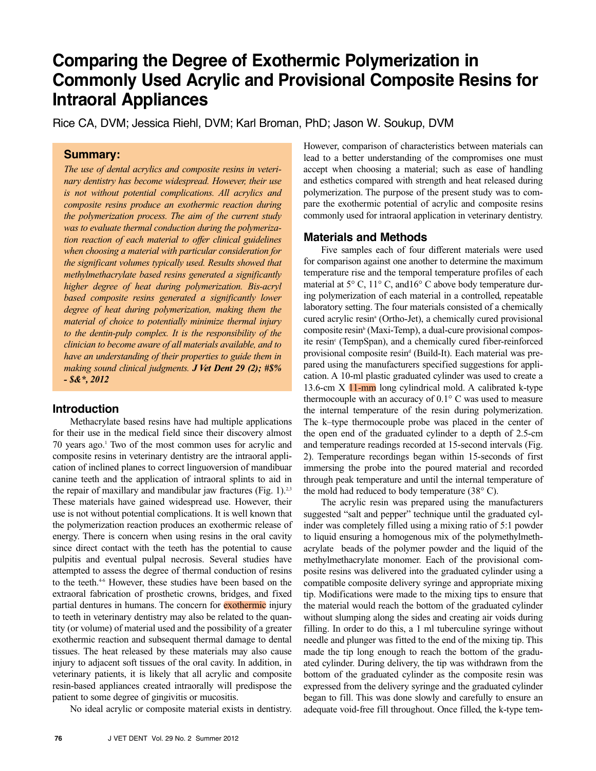# Comparing the Degree of Exothermic Polymerization in Commonly Used Acrylic and Provisional Composite Resins for Intraoral Appliances

Rice CA, DVM; Jessica Riehl, DVM; Karl Broman, PhD; Jason W. Soukup, DVM

## Summary:

*The use of dental acrylics and composite resins in veterinary dentistry has become widespread. However, their use is not without potential complications. All acrylics and composite resins produce an exothermic reaction during the polymerization process. The aim of the current study was to evaluate thermal conduction during the polymerization reaction of each material to offer clinical guidelines when choosing a material with particular consideration for the significant volumes typically used. Results showed that methylmethacrylate based resins generated a significantly higher degree of heat during polymerization. Bis-acryl based composite resins generated a significantly lower degree of heat during polymerization, making them the material of choice to potentially minimize thermal injury to the dentin-pulp complex. It is the responsibility of the clinician to become aware of all materials available, and to have an understanding of their properties to guide them in making sound clinical judgments.* ***J Vet Dent 29 (2); #$% - $&*, 2012***

## Introduction

Methacrylate based resins have had multiple applications for their use in the medical field since their discovery almost 70 years ago.[1] Two of the most common uses for acrylic and composite resins in veterinary dentistry are the intraoral application of inclined planes to correct linguoversion of mandibuar canine teeth and the application of intraoral splints to aid in the repair of maxillary and mandibular jaw fractures (Fig. 1).[2,3] These materials have gained widespread use. However, their use is not without potential complications. It is well known that the polymerization reaction produces an exothermic release of energy. There is concern when using resins in the oral cavity since direct contact with the teeth has the potential to cause pulpitis and eventual pulpal necrosis. Several studies have attempted to assess the degree of thermal conduction of resins to the teeth.[4-6] However, these studies have been based on the extraoral fabrication of prosthetic crowns, bridges, and fixed partial dentures in humans. The concern for exothermic injury to teeth in veterinary dentistry may also be related to the quantity (or volume) of material used and the possibility of a greater exothermic reaction and subsequent thermal damage to dental tissues. The heat released by these materials may also cause injury to adjacent soft tissues of the oral cavity. In addition, in veterinary patients, it is likely that all acrylic and composite resin-based appliances created intraorally will predispose the patient to some degree of gingivitis or mucositis.

No ideal acrylic or composite material exists in dentistry. However, comparison of characteristics between materials can lead to a better understanding of the compromises one must accept when choosing a material; such as ease of handling and esthetics compared with strength and heat released during polymerization. The purpose of the present study was to compare the exothermic potential of acrylic and composite resins commonly used for intraoral application in veterinary dentistry.

## Materials and Methods

Five samples each of four different materials were used for comparison against one another to determine the maximum temperature rise and the temporal temperature profiles of each material at 5° C, 11° C, and16° C above body temperature during polymerization of each material in a controlled, repeatable laboratory setting. The four materials consisted of a chemically cured acrylic resin[a] (Ortho-Jet), a chemically cured provisional composite resin[b] (Maxi-Temp), a dual-cure provisional composite resin[c] (TempSpan), and a chemically cured fiber-reinforced provisional composite resin[d] (Build-It). Each material was prepared using the manufacturers specified suggestions for application. A 10-ml plastic graduated cylinder was used to create a 13.6-cm X 11-mm long cylindrical mold. A calibrated k-type thermocouple with an accuracy of 0.1° C was used to measure the internal temperature of the resin during polymerization. The k–type thermocouple probe was placed in the center of the open end of the graduated cylinder to a depth of 2.5-cm and temperature readings recorded at 15-second intervals (Fig. 2). Temperature recordings began within 15-seconds of first immersing the probe into the poured material and recorded through peak temperature and until the internal temperature of the mold had reduced to body temperature (38° C).

The acrylic resin was prepared using the manufacturers suggested "salt and pepper" technique until the graduated cylinder was completely filled using a mixing ratio of 5:1 powder to liquid ensuring a homogenous mix of the polymethylmethacrylate beads of the polymer powder and the liquid of the methylmethacrylate monomer. Each of the provisional composite resins was delivered into the graduated cylinder using a compatible composite delivery syringe and appropriate mixing tip. Modifications were made to the mixing tips to ensure that the material would reach the bottom of the graduated cylinder without slumping along the sides and creating air voids during filling. In order to do this, a 1 ml tuberculine syringe without needle and plunger was fitted to the end of the mixing tip. This made the tip long enough to reach the bottom of the graduated cylinder. During delivery, the tip was withdrawn from the bottom of the graduated cylinder as the composite resin was expressed from the delivery syringe and the graduated cylinder began to fill. This was done slowly and carefully to ensure an adequate void-free fill throughout. Once filled, the k-type tem-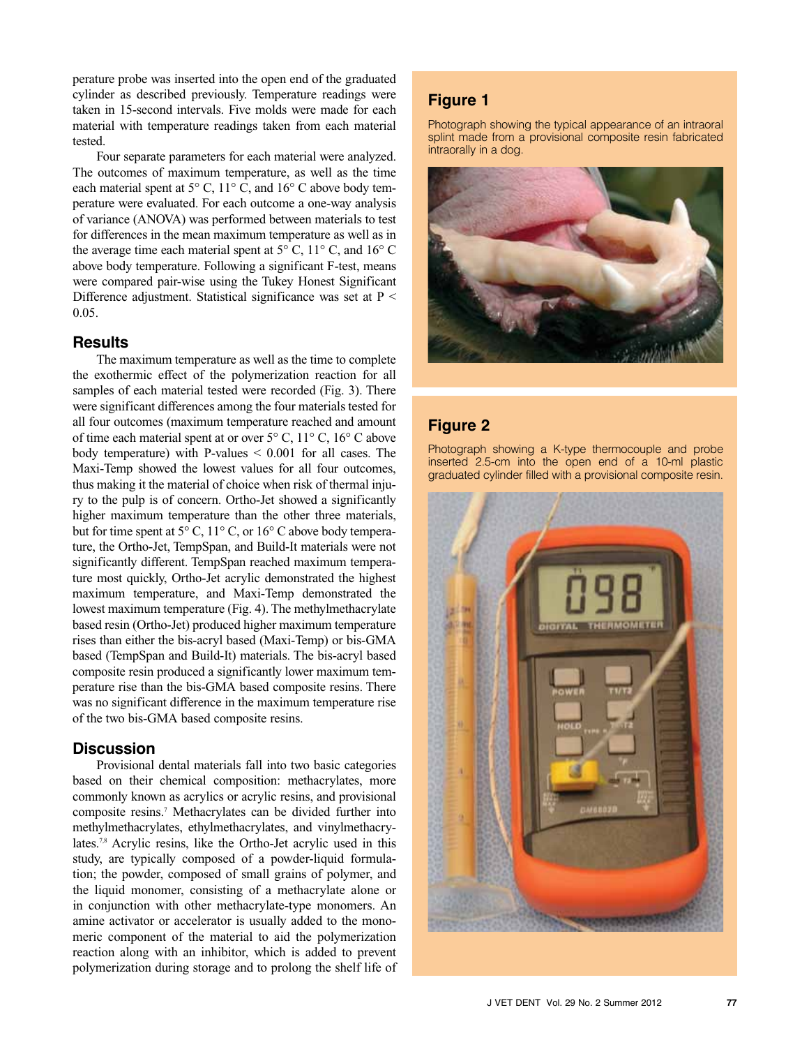perature probe was inserted into the open end of the graduated cylinder as described previously. Temperature readings were taken in 15-second intervals. Five molds were made for each material with temperature readings taken from each material tested.

Four separate parameters for each material were analyzed. The outcomes of maximum temperature, as well as the time each material spent at 5° C, 11° C, and 16° C above body temperature were evaluated. For each outcome a one-way analysis of variance (ANOVA) was performed between materials to test for differences in the mean maximum temperature as well as in the average time each material spent at 5° C, 11° C, and 16° C above body temperature. Following a significant F-test, means were compared pair-wise using the Tukey Honest Significant Difference adjustment. Statistical significance was set at $P < 0.05$.

## Results

The maximum temperature as well as the time to complete the exothermic effect of the polymerization reaction for all samples of each material tested were recorded (Fig. 3). There were significant differences among the four materials tested for all four outcomes (maximum temperature reached and amount of time each material spent at or over 5° C, 11° C, 16° C above body temperature) with P-values < 0.001 for all cases. The Maxi-Temp showed the lowest values for all four outcomes, thus making it the material of choice when risk of thermal injury to the pulp is of concern. Ortho-Jet showed a significantly higher maximum temperature than the other three materials, but for time spent at 5° C, 11° C, or 16° C above body temperature, the Ortho-Jet, TempSpan, and Build-It materials were not significantly different. TempSpan reached maximum temperature most quickly, Ortho-Jet acrylic demonstrated the highest maximum temperature, and Maxi-Temp demonstrated the lowest maximum temperature (Fig. 4). The methylmethacrylate based resin (Ortho-Jet) produced higher maximum temperature rises than either the bis-acryl based (Maxi-Temp) or bis-GMA based (TempSpan and Build-It) materials. The bis-acryl based composite resin produced a significantly lower maximum temperature rise than the bis-GMA based composite resins. There was no significant difference in the maximum temperature rise of the two bis-GMA based composite resins.

## Discussion

Provisional dental materials fall into two basic categories based on their chemical composition: methacrylates, more commonly known as acrylics or acrylic resins, and provisional composite resins.[7] Methacrylates can be divided further into methylmethacrylates, ethylmethacrylates, and vinylmethacrylates.[7,8] Acrylic resins, like the Ortho-Jet acrylic used in this study, are typically composed of a powder-liquid formulation; the powder, composed of small grains of polymer, and the liquid monomer, consisting of a methacrylate alone or in conjunction with other methacrylate-type monomers. An amine activator or accelerator is usually added to the monomeric component of the material to aid the polymerization reaction along with an inhibitor, which is added to prevent polymerization during storage and to prolong the shelf life of

## Figure 1

Photograph showing the typical appearance of an intraoral splint made from a provisional composite resin fabricated intraorally in a dog.

## Figure 2

Photograph showing a K-type thermocouple and probe inserted 2.5-cm into the open end of a 10-ml plastic graduated cylinder filled with a provisional composite resin.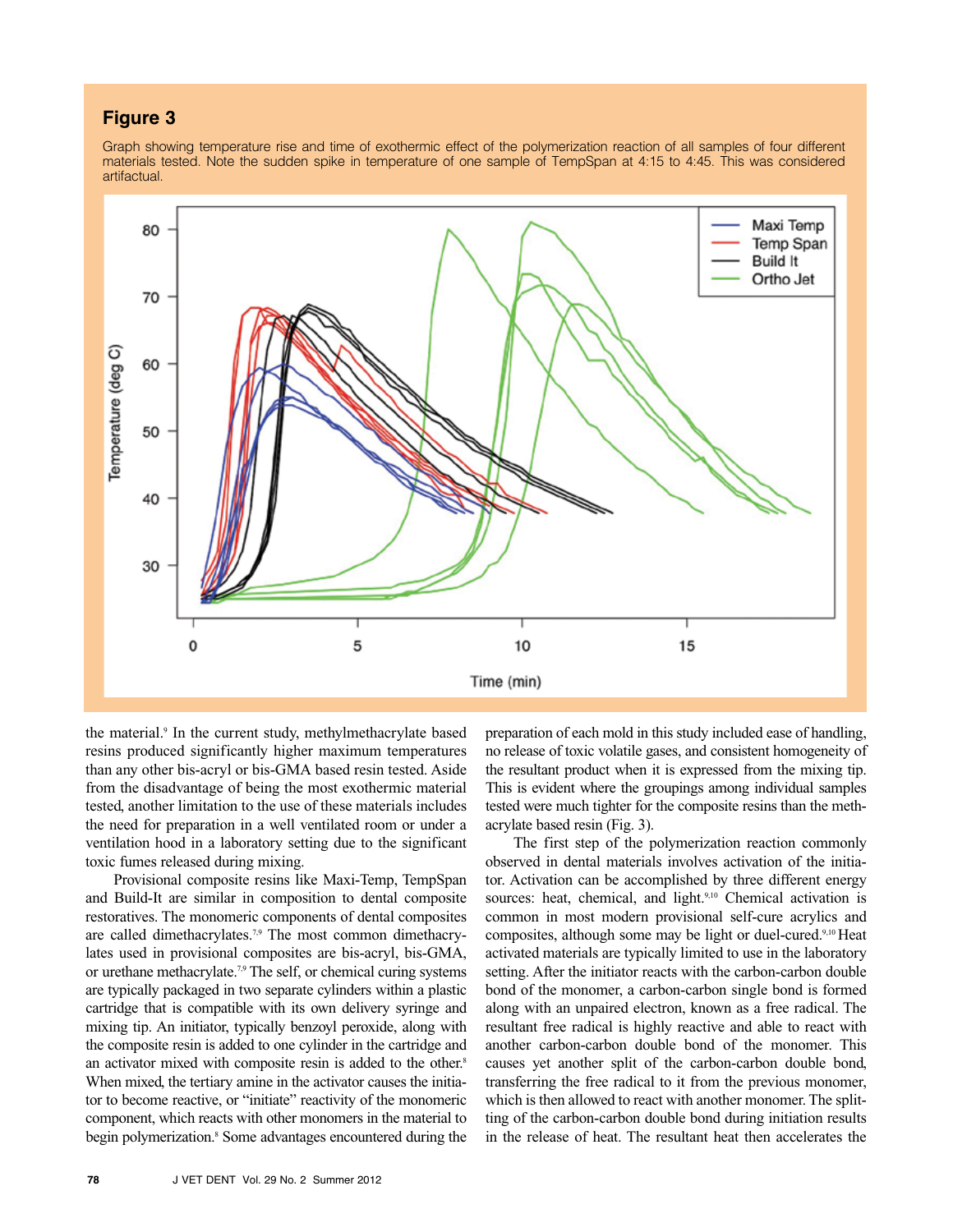## Figure 3

Graph showing temperature rise and time of exothermic effect of the polymerization reaction of all samples of four different materials tested. Note the sudden spike in temperature of one sample of TempSpan at 4:15 to 4:45. This was considered artifactual.

the material.[9] In the current study, methylmethacrylate based resins produced significantly higher maximum temperatures than any other bis-acryl or bis-GMA based resin tested. Aside from the disadvantage of being the most exothermic material tested, another limitation to the use of these materials includes the need for preparation in a well ventilated room or under a ventilation hood in a laboratory setting due to the significant toxic fumes released during mixing.

Provisional composite resins like Maxi-Temp, TempSpan and Build-It are similar in composition to dental composite restoratives. The monomeric components of dental composites are called dimethacrylates.[7,9] The most common dimethacrylates used in provisional composites are bis-acryl, bis-GMA, or urethane methacrylate.[7,9] The self, or chemical curing systems are typically packaged in two separate cylinders within a plastic cartridge that is compatible with its own delivery syringe and mixing tip. An initiator, typically benzoyl peroxide, along with the composite resin is added to one cylinder in the cartridge and an activator mixed with composite resin is added to the other.[8] When mixed, the tertiary amine in the activator causes the initiator to become reactive, or "initiate" reactivity of the monomeric component, which reacts with other monomers in the material to begin polymerization.[8] Some advantages encountered during the preparation of each mold in this study included ease of handling, no release of toxic volatile gases, and consistent homogeneity of the resultant product when it is expressed from the mixing tip. This is evident where the groupings among individual samples tested were much tighter for the composite resins than the methacrylate based resin (Fig. 3).

The first step of the polymerization reaction commonly observed in dental materials involves activation of the initiator. Activation can be accomplished by three different energy sources: heat, chemical, and light.[9,10] Chemical activation is common in most modern provisional self-cure acrylics and composites, although some may be light or duel-cured.[9,10] Heat activated materials are typically limited to use in the laboratory setting. After the initiator reacts with the carbon-carbon double bond of the monomer, a carbon-carbon single bond is formed along with an unpaired electron, known as a free radical. The resultant free radical is highly reactive and able to react with another carbon-carbon double bond of the monomer. This causes yet another split of the carbon-carbon double bond, transferring the free radical to it from the previous monomer, which is then allowed to react with another monomer. The splitting of the carbon-carbon double bond during initiation results in the release of heat. The resultant heat then accelerates the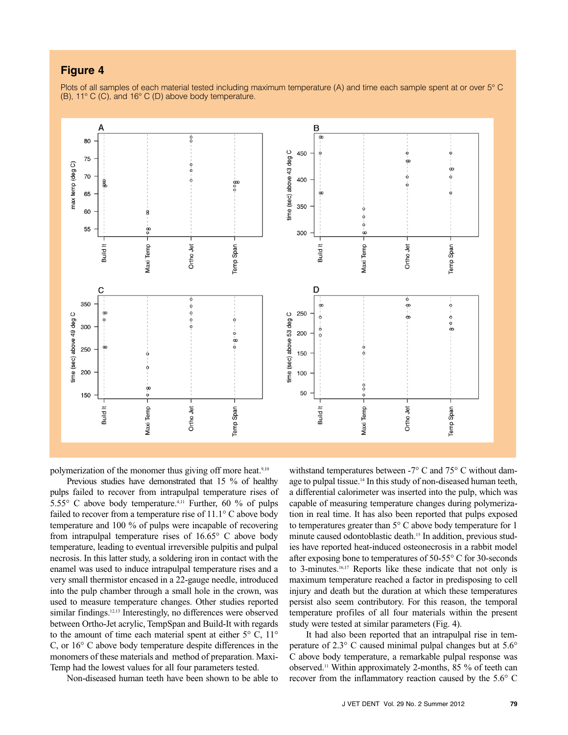## Figure 4

Plots of all samples of each material tested including maximum temperature (A) and time each sample spent at or over 5° C (B), 11° C (C), and 16° C (D) above body temperature.

polymerization of the monomer thus giving off more heat.[9,10]

Previous studies have demonstrated that 15 % of healthy pulps failed to recover from intrapulpal temperature rises of 5.55° C above body temperature.[4,11] Further, 60 % of pulps failed to recover from a temperature rise of 11.1° C above body temperature and 100 % of pulps were incapable of recovering from intrapulpal temperature rises of 16.65° C above body temperature, leading to eventual irreversible pulpitis and pulpal necrosis. In this latter study, a soldering iron in contact with the enamel was used to induce intrapulpal temperature rises and a very small thermistor encased in a 22-gauge needle, introduced into the pulp chamber through a small hole in the crown, was used to measure temperature changes. Other studies reported similar findings.[12,13] Interestingly, no differences were observed between Ortho-Jet acrylic, TempSpan and Build-It with regards to the amount of time each material spent at either 5° C, 11° C, or 16° C above body temperature despite differences in the monomers of these materials and method of preparation. Maxi-Temp had the lowest values for all four parameters tested.

Non-diseased human teeth have been shown to be able to withstand temperatures between -7° C and 75° C without damage to pulpal tissue.[14] In this study of non-diseased human teeth, a differential calorimeter was inserted into the pulp, which was capable of measuring temperature changes during polymerization in real time. It has also been reported that pulps exposed to temperatures greater than 5° C above body temperature for 1 minute caused odontoblastic death.[15] In addition, previous studies have reported heat-induced osteonecrosis in a rabbit model after exposing bone to temperatures of 50-55° C for 30-seconds to 3-minutes.[16,17] Reports like these indicate that not only is maximum temperature reached a factor in predisposing to cell injury and death but the duration at which these temperatures persist also seem contributory. For this reason, the temporal temperature profiles of all four materials within the present study were tested at similar parameters (Fig. 4).

It had also been reported that an intrapulpal rise in temperature of 2.3° C caused minimal pulpal changes but at 5.6° C above body temperature, a remarkable pulpal response was observed.[11] Within approximately 2-months, 85 % of teeth can recover from the inflammatory reaction caused by the 5.6° C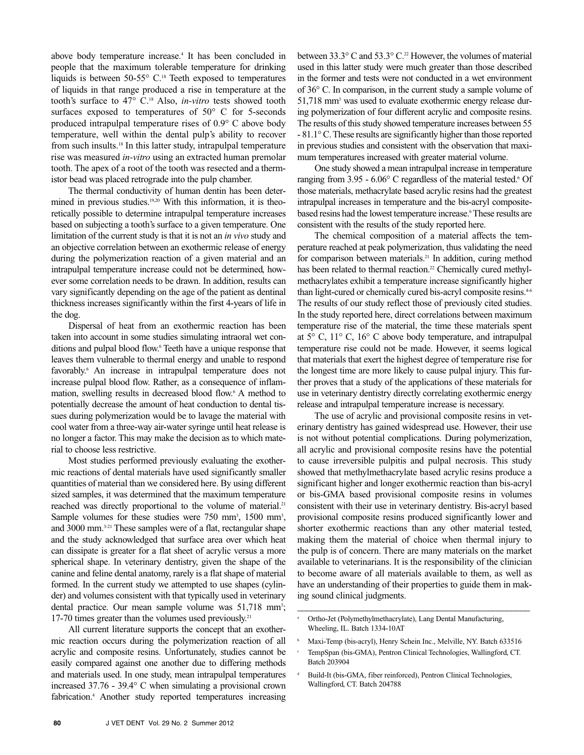above body temperature increase.[4] It has been concluded in people that the maximum tolerable temperature for drinking liquids is between 50-55° C.[18] Teeth exposed to temperatures of liquids in that range produced a rise in temperature at the tooth's surface to 47° C.[18] Also, *in-vitro* tests showed tooth surfaces exposed to temperatures of 50° C for 5-seconds produced intrapulpal temperature rises of 0.9° C above body temperature, well within the dental pulp's ability to recover from such insults.[18] In this latter study, intrapulpal temperature rise was measured *in-vitro* using an extracted human premolar tooth. The apex of a root of the tooth was resected and a thermistor bead was placed retrograde into the pulp chamber.

The thermal conductivity of human dentin has been determined in previous studies.[19,20] With this information, it is theoretically possible to determine intrapulpal temperature increases based on subjecting a tooth's surface to a given temperature. One limitation of the current study is that it is not an *in vivo* study and an objective correlation between an exothermic release of energy during the polymerization reaction of a given material and an intrapulpal temperature increase could not be determined, however some correlation needs to be drawn. In addition, results can vary significantly depending on the age of the patient as dentinal thickness increases significantly within the first 4-years of life in the dog.

Dispersal of heat from an exothermic reaction has been taken into account in some studies simulating intraoral wet conditions and pulpal blood flow.[6] Teeth have a unique response that leaves them vulnerable to thermal energy and unable to respond favorably.[6] An increase in intrapulpal temperature does not increase pulpal blood flow. Rather, as a consequence of inflammation, swelling results in decreased blood flow.[6] A method to potentially decrease the amount of heat conduction to dental tissues during polymerization would be to lavage the material with cool water from a three-way air-water syringe until heat release is no longer a factor. This may make the decision as to which material to choose less restrictive.

Most studies performed previously evaluating the exothermic reactions of dental materials have used significantly smaller quantities of material than we considered here. By using different sized samples, it was determined that the maximum temperature reached was directly proportional to the volume of material.[21] Sample volumes for these studies were 750 mm$^3$, 1500 mm$^3$, and 3000 mm.[3-21] These samples were of a flat, rectangular shape and the study acknowledged that surface area over which heat can dissipate is greater for a flat sheet of acrylic versus a more spherical shape. In veterinary dentistry, given the shape of the canine and feline dental anatomy, rarely is a flat shape of material formed. In the current study we attempted to use shapes (cylinder) and volumes consistent with that typically used in veterinary dental practice. Our mean sample volume was 51,718 mm$^3$; 17-70 times greater than the volumes used previously.[21]

All current literature supports the concept that an exothermic reaction occurs during the polymerization reaction of all acrylic and composite resins. Unfortunately, studies cannot be easily compared against one another due to differing methods and materials used. In one study, mean intrapulpal temperatures increased 37.76 - 39.4° C when simulating a provisional crown fabrication.[4] Another study reported temperatures increasing between 33.3° C and 53.3° C.[22] However, the volumes of material used in this latter study were much greater than those described in the former and tests were not conducted in a wet environment of 36° C. In comparison, in the current study a sample volume of 51,718 mm$^3$ was used to evaluate exothermic energy release during polymerization of four different acrylic and composite resins. The results of this study showed temperature increases between 55 - 81.1° C. These results are significantly higher than those reported in previous studies and consistent with the observation that maximum temperatures increased with greater material volume.

One study showed a mean intrapulpal increase in temperature ranging from 3.95 - 6.06° C regardless of the material tested.[6] Of those materials, methacrylate based acrylic resins had the greatest intrapulpal increases in temperature and the bis-acryl composite-based resins had the lowest temperature increase.[6] These results are consistent with the results of the study reported here.

The chemical composition of a material affects the temperature reached at peak polymerization, thus validating the need for comparison between materials.[21] In addition, curing method has been related to thermal reaction.[22] Chemically cured methylmethacrylates exhibit a temperature increase significantly higher than light-cured or chemically cured bis-acryl composite resins.[4-6] The results of our study reflect those of previously cited studies. In the study reported here, direct correlations between maximum temperature rise of the material, the time these materials spent at 5° C, 11° C, 16° C above body temperature, and intrapulpal temperature rise could not be made. However, it seems logical that materials that exert the highest degree of temperature rise for the longest time are more likely to cause pulpal injury. This further proves that a study of the applications of these materials for use in veterinary dentistry directly correlating exothermic energy release and intrapulpal temperature increase is necessary.

The use of acrylic and provisional composite resins in veterinary dentistry has gained widespread use. However, their use is not without potential complications. During polymerization, all acrylic and provisional composite resins have the potential to cause irreversible pulpitis and pulpal necrosis. This study showed that methylmethacrylate based acrylic resins produce a significant higher and longer exothermic reaction than bis-acryl or bis-GMA based provisional composite resins in volumes consistent with their use in veterinary dentistry. Bis-acryl based provisional composite resins produced significantly lower and shorter exothermic reactions than any other material tested, making them the material of choice when thermal injury to the pulp is of concern. There are many materials on the market available to veterinarians. It is the responsibility of the clinician to become aware of all materials available to them, as well as have an understanding of their properties to guide them in making sound clinical judgments.

---

[a] Ortho-Jet (Polymethylmethacrylate), Lang Dental Manufacturing, Wheeling, IL. Batch 1334-10AT

[b] Maxi-Temp (bis-acryl), Henry Schein Inc., Melville, NY. Batch 633516

[c] TempSpan (bis-GMA), Pentron Clinical Technologies, Wallingford, CT. Batch 203904

[d] Build-It (bis-GMA, fiber reinforced), Pentron Clinical Technologies, Wallingford, CT. Batch 204788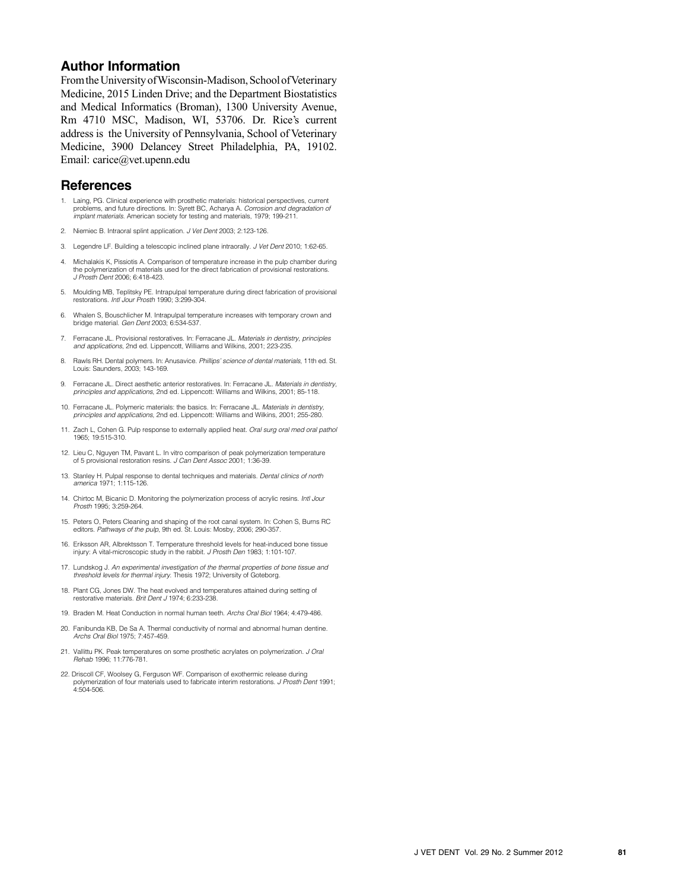## Author Information

From the University of Wisconsin-Madison, School of Veterinary Medicine, 2015 Linden Drive; and the Department Biostatistics and Medical Informatics (Broman), 1300 University Avenue, Rm 4710 MSC, Madison, WI, 53706. Dr. Rice's current address is the University of Pennsylvania, School of Veterinary Medicine, 3900 Delancey Street Philadelphia, PA, 19102. Email: carice@vet.upenn.edu

## References

1. Laing, PG. Clinical experience with prosthetic materials: historical perspectives, current problems, and future directions. In: Syrett BC, Acharya A. *Corrosion and degradation of implant materials*. American society for testing and materials, 1979; 199-211.
2. Niemiec B. Intraoral splint application. *J Vet Dent* 2003; 2:123-126.
3. Legendre LF. Building a telescopic inclined plane intraorally. *J Vet Dent* 2010; 1:62-65.
4. Michalakis K, Pissiotis A. Comparison of temperature increase in the pulp chamber during the polymerization of materials used for the direct fabrication of provisional restorations. *J Prosth Dent* 2006; 6:418-423.
5. Moulding MB, Teplitsky PE. Intrapulpal temperature during direct fabrication of provisional restorations. *Intl Jour Prosth* 1990; 3:299-304.
6. Whalen S, Bouschlicher M. Intrapulpal temperature increases with temporary crown and bridge material. *Gen Dent* 2003; 6:534-537.
7. Ferracane JL. Provisional restoratives. In: Ferracane JL. *Materials in dentistry, principles and applications*, 2nd ed. Lippencott, Williams and Wilkins, 2001; 223-235.
8. Rawls RH. Dental polymers. In: Anusavice. *Phillips' science of dental materials*, 11th ed. St. Louis: Saunders, 2003; 143-169.
9. Ferracane JL. Direct aesthetic anterior restoratives. In: Ferracane JL. *Materials in dentistry, principles and applications*, 2nd ed. Lippencott: Williams and Wilkins, 2001; 85-118.
10. Ferracane JL. Polymeric materials: the basics. In: Ferracane JL. *Materials in dentistry, principles and applications*, 2nd ed. Lippencott: Williams and Wilkins, 2001; 255-280.
11. Zach L, Cohen G. Pulp response to externally applied heat. *Oral surg oral med oral pathol* 1965; 19:515-310.
12. Lieu C, Nguyen TM, Pavant L. In vitro comparison of peak polymerization temperature of 5 provisional restoration resins. *J Can Dent Assoc* 2001; 1:36-39.
13. Stanley H. Pulpal response to dental techniques and materials. *Dental clinics of north america* 1971; 1:115-126.
14. Chirtoc M, Bicanic D. Monitoring the polymerization process of acrylic resins. *Intl Jour Prosth* 1995; 3:259-264.
15. Peters O, Peters Cleaning and shaping of the root canal system. In: Cohen S, Burns RC editors. *Pathways of the pulp*, 9th ed. St. Louis: Mosby, 2006; 290-357.
16. Eriksson AR, Albrektsson T. Temperature threshold levels for heat-induced bone tissue injury: A vital-microscopic study in the rabbit. *J Prosth Den* 1983; 1:101-107.
17. Lundskog J. *An experimental investigation of the thermal properties of bone tissue and threshold levels for thermal injury*. Thesis 1972; University of Goteborg.
18. Plant CG, Jones DW. The heat evolved and temperatures attained during setting of restorative materials. *Brit Dent J* 1974; 6:233-238.
19. Braden M. Heat Conduction in normal human teeth. *Archs Oral Biol* 1964; 4:479-486.
20. Fanibunda KB, De Sa A. Thermal conductivity of normal and abnormal human dentine. *Archs Oral Biol* 1975; 7:457-459.
21. Vallittu PK. Peak temperatures on some prosthetic acrylates on polymerization. *J Oral Rehab* 1996; 11:776-781.
22. Driscoll CF, Woolsey G, Ferguson WF. Comparison of exothermic release during polymerization of four materials used to fabricate interim restorations. *J Prosth Dent* 1991; 4:504-506.